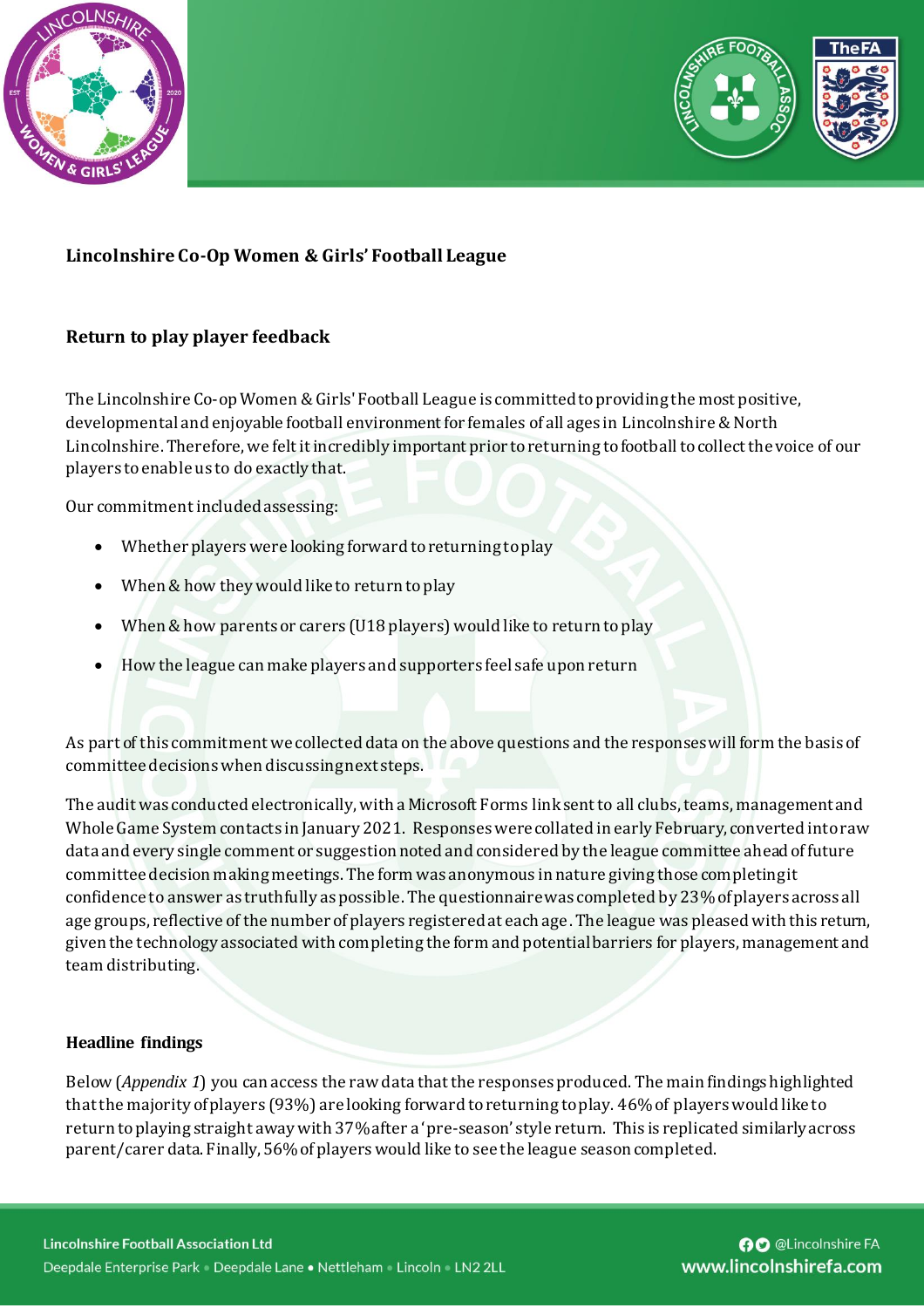## Lincolnshire Co-Op Women & Girls' Football League

### Return to play player feedback

The Lincolnshire Co-op Women & Girls' Football League is committed to providing the most positive, developmental and enjoyable football environment for females of all ages in Lincolnshire & North Lincolnshire. Therefore, we felt it incredibly important prior to returning to football to collect the voice of our players to enable us to do exactly that.

Our commitment included assessing:

- Whether players were looking forward to returning to play
- When & how they would like to return to play
- When & how parents or carers (U18 players) would like to return to play
- How the league can make players and supporters feel safe upon return

As part of this commitment we collected data on the above questions and the responses will form the basis of committee decisions when discussing next steps.

The audit was conducted electronically, with a Microsoft Forms link sent to all clubs, teams, management and Whole Game System contacts in January 2021. Responses were collated in early February, converted into raw data and every single comment or suggestion noted and considered by the league committee ahead of future committee decision making meetings. The form was anonymous in nature giving those completing it confidence to answer as truthfully as possible. The questionnaire was completed by 23% of players across all age groups, reflective of the number of players registered at each age. The league was pleased with this return, given the technology associated with completing the form and potential barriers for players, management and team distributing.

### Headline findings

Below (*Appendix 1*) you can access the raw data that the responses produced. The main findings highlighted that the majority of players (93%) are looking forward to returning to play. 46% of players would like to return to playing straight away with 37% after a 'pre-season' style return. This is replicated similarly across parent/carer data. Finally, 56% of players would like to see the league season completed.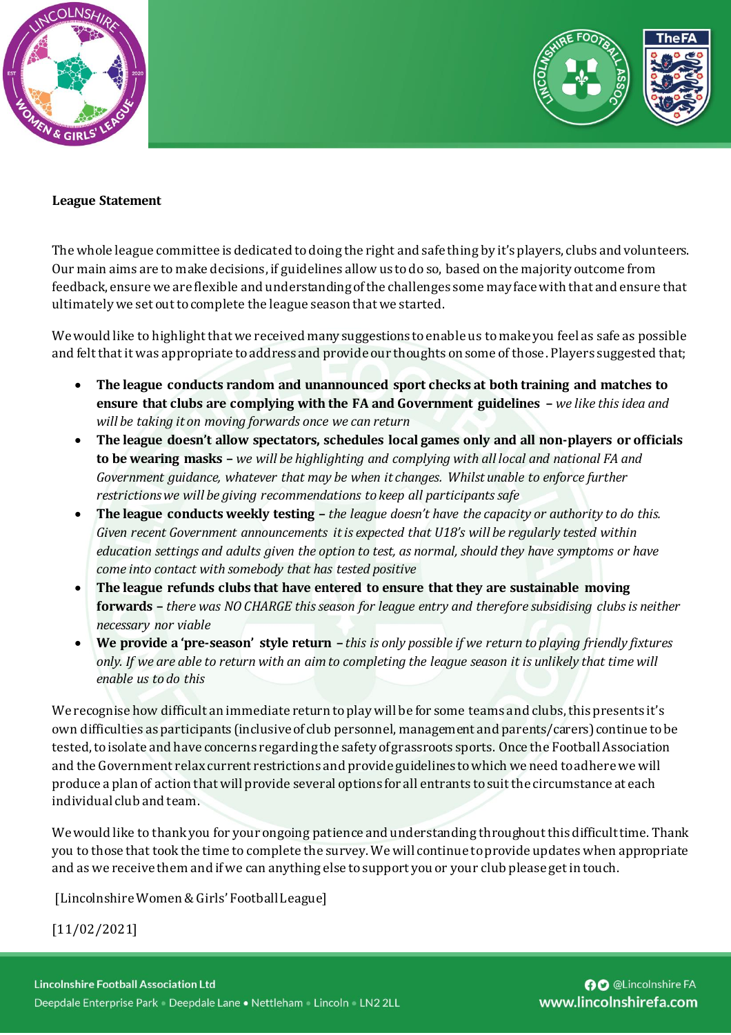**League Statement**

The whole league committee is dedicated to doing the right and safe thing by it's players, clubs and volunteers. Our main aims are to make decisions, if guidelines allow us to do so, based on the majority outcome from feedback, ensure we are flexible and understanding of the challenges some may face with that and ensure that ultimately we set out to complete the league season that we started.

We would like to highlight that we received many suggestions to enable us to make you feel as safe as possible and felt that it was appropriate to address and provide our thoughts on some of those. Players suggested that;

- **The league conducts random and unannounced sport checks at both training and matches to ensure that clubs are complying with the FA and Government guidelines** – *we like this idea and will be taking it on moving forwards once we can return*
- **The league doesn't allow spectators, schedules local games only and all non-players or officials to be wearing masks** – *we will be highlighting and complying with all local and national FA and Government guidance, whatever that may be when it changes. Whilst unable to enforce further restrictions we will be giving recommendations to keep all participants safe*
- **The league conducts weekly testing** – *the league doesn't have the capacity or authority to do this. Given recent Government announcements it is expected that U18's will be regularly tested within education settings and adults given the option to test, as normal, should they have symptoms or have come into contact with somebody that has tested positive*
- **The league refunds clubs that have entered to ensure that they are sustainable moving forwards** – *there was NO CHARGE this season for league entry and therefore subsidising clubs is neither necessary nor viable*
- **We provide a 'pre-season' style return** – *this is only possible if we return to playing friendly fixtures only. If we are able to return with an aim to completing the league season it is unlikely that time will enable us to do this*

We recognise how difficult an immediate return to play will be for some teams and clubs, this presents it's own difficulties as participants (inclusive of club personnel, management and parents/carers) continue to be tested, to isolate and have concerns regarding the safety of grassroots sports. Once the Football Association and the Government relax current restrictions and provide guidelines to which we need to adhere we will produce a plan of action that will provide several options for all entrants to suit the circumstance at each individual club and team.

We would like to thank you for your ongoing patience and understanding throughout this difficult time. Thank you to those that took the time to complete the survey. We will continue to provide updates when appropriate and as we receive them and if we can anything else to support you or your club please get in touch.

[Lincolnshire Women & Girls' Football League]

[11/02/2021]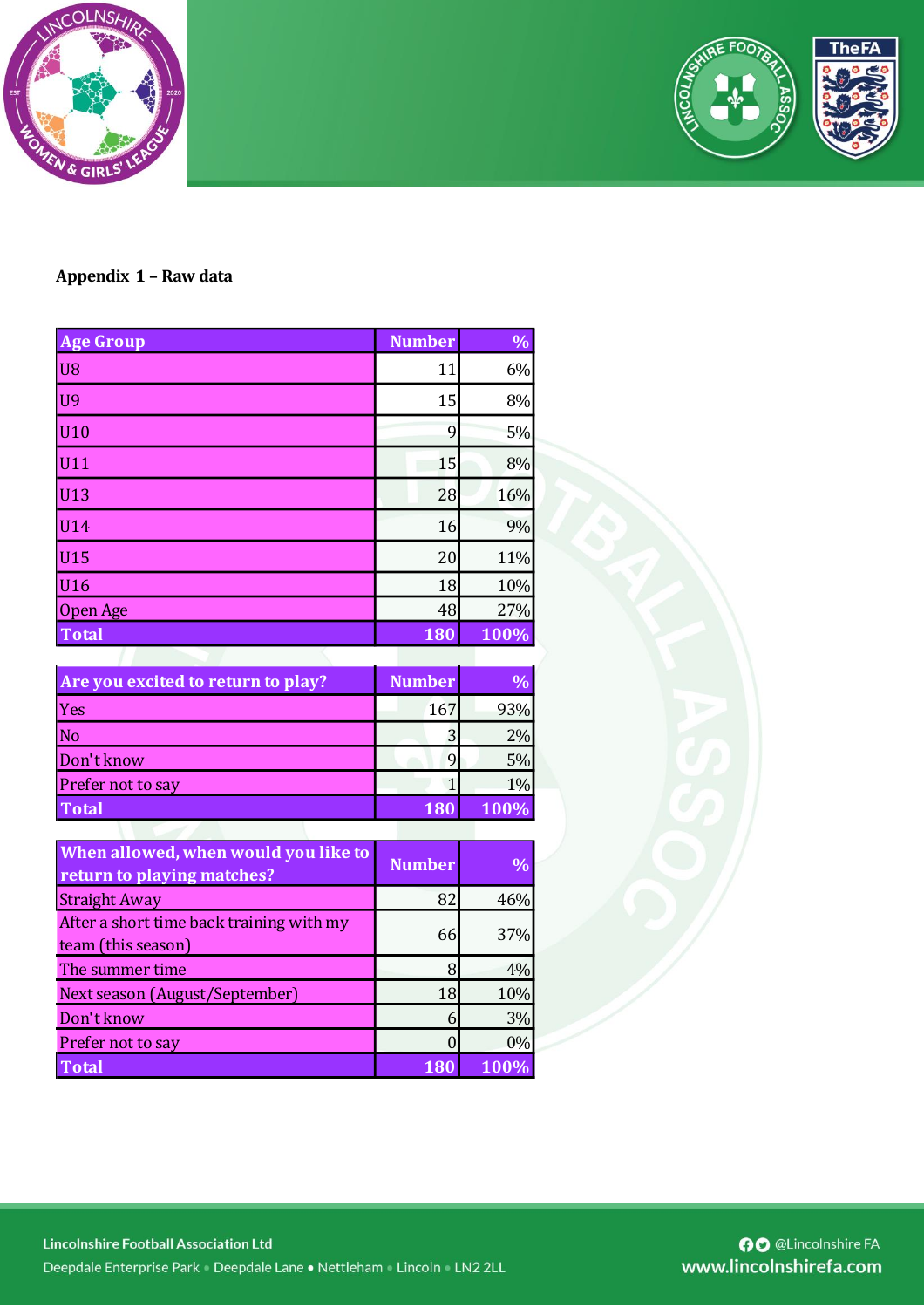## Appendix 1 – Raw data

| Age Group | Number | % |
|---|---|---|
| U8 | 11 | 6% |
| U9 | 15 | 8% |
| U10 | 9 | 5% |
| U11 | 15 | 8% |
| U13 | 28 | 16% |
| U14 | 16 | 9% |
| U15 | 20 | 11% |
| U16 | 18 | 10% |
| Open Age | 48 | 27% |
| **Total** | **180** | **100%** |

| Are you excited to return to play? | Number | % |
|---|---|---|
| Yes | 167 | 93% |
| No | 3 | 2% |
| Don't know | 9 | 5% |
| Prefer not to say | 1 | 1% |
| **Total** | **180** | **100%** |

| When allowed, when would you like to return to playing matches? | Number | % |
|---|---|---|
| Straight Away | 82 | 46% |
| After a short time back training with my team (this season) | 66 | 37% |
| The summer time | 8 | 4% |
| Next season (August/September) | 18 | 10% |
| Don't know | 6 | 3% |
| Prefer not to say | 0 | 0% |
| **Total** | **180** | **100%** |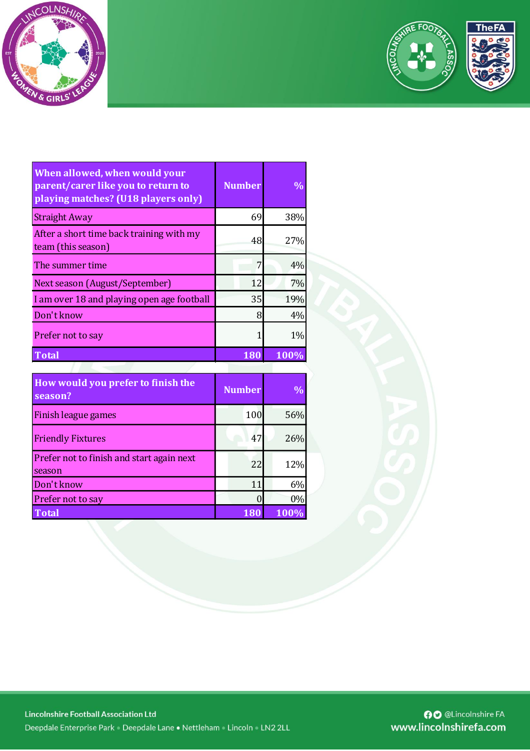| When allowed, when would your parent/carer like you to return to playing matches? (U18 players only) | Number | % |
|---|---|---|
| Straight Away | 69 | 38% |
| After a short time back training with my team (this season) | 48 | 27% |
| The summer time | 7 | 4% |
| Next season (August/September) | 12 | 7% |
| I am over 18 and playing open age football | 35 | 19% |
| Don't know | 8 | 4% |
| Prefer not to say | 1 | 1% |
| **Total** | **180** | **100%** |

| How would you prefer to finish the season? | Number | % |
|---|---|---|
| Finish league games | 100 | 56% |
| Friendly Fixtures | 47 | 26% |
| Prefer not to finish and start again next season | 22 | 12% |
| Don't know | 11 | 6% |
| Prefer not to say | 0 | 0% |
| **Total** | **180** | **100%** |